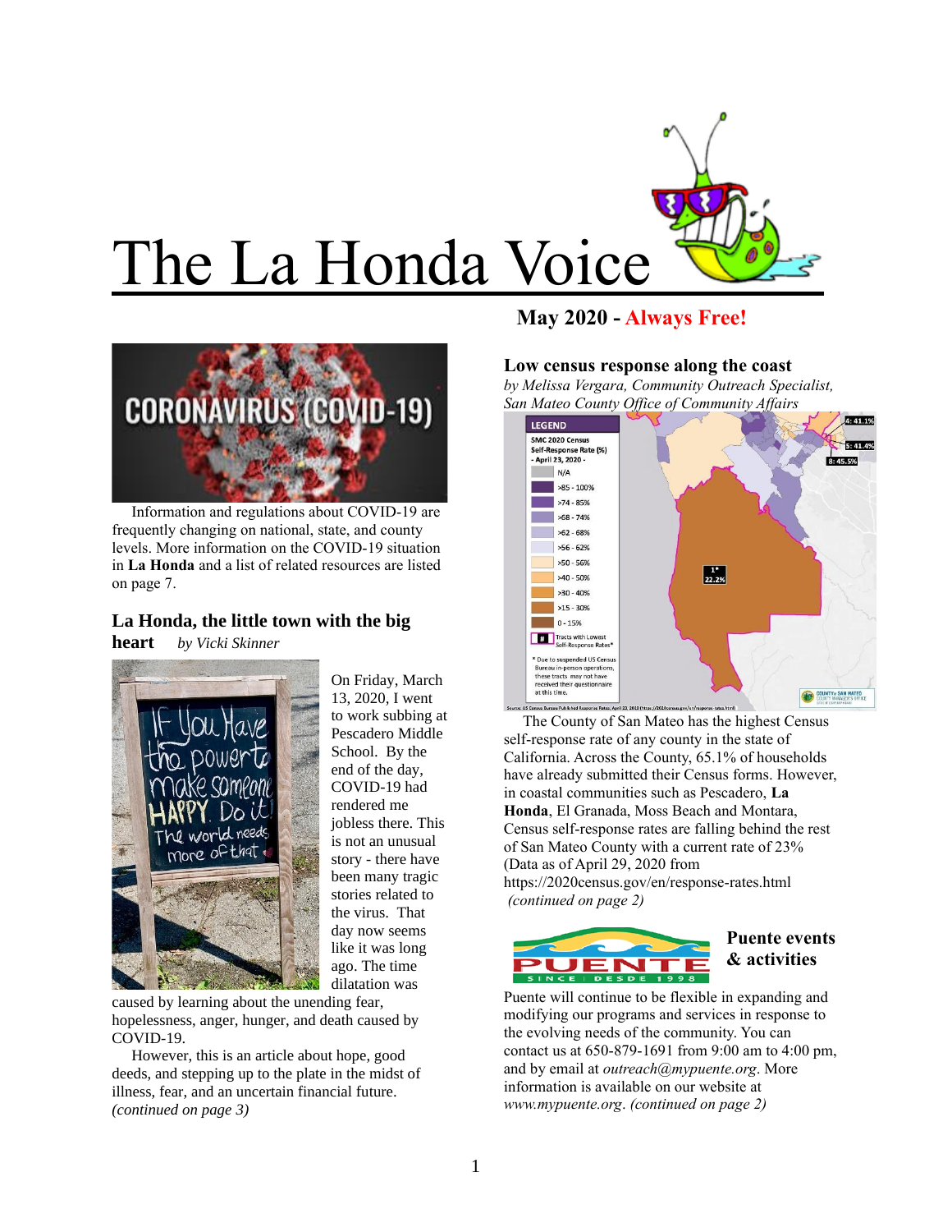# The La Honda Voice

**May 2020 - Always Free!**

Information and regulations about COVID-19 are frequently changing on national, state, and county levels. More information on the COVID-19 situation in **La Honda** and a list of related resources are listed on page 7.

## La Honda, the little town with the big heart

*by Vicki Skinner*

On Friday, March 13, 2020, I went to work subbing at Pescadero Middle School. By the end of the day, COVID-19 had rendered me jobless there. This is not an unusual story - there have been many tragic stories related to the virus. That day now seems like it was long ago. The time dilatation was caused by learning about the unending fear, hopelessness, anger, hunger, and death caused by COVID-19.

However, this is an article about hope, good deeds, and stepping up to the plate in the midst of illness, fear, and an uncertain financial future. *(continued on page 3)*

## Low census response along the coast

*by Melissa Vergara, Community Outreach Specialist, San Mateo County Office of Community Affairs*

The County of San Mateo has the highest Census self-response rate of any county in the state of California. Across the County, 65.1% of households have already submitted their Census forms. However, in coastal communities such as Pescadero, **La Honda**, El Granada, Moss Beach and Montara, Census self-response rates are falling behind the rest of San Mateo County with a current rate of 23% (Data as of April 29, 2020 from https://2020census.gov/en/response-rates.html *(continued on page 2)*

## Puente events & activities

Puente will continue to be flexible in expanding and modifying our programs and services in response to the evolving needs of the community. You can contact us at 650-879-1691 from 9:00 am to 4:00 pm, and by email at *outreach@mypuente.org*. More information is available on our website at *www.mypuente.org*. *(continued on page 2)*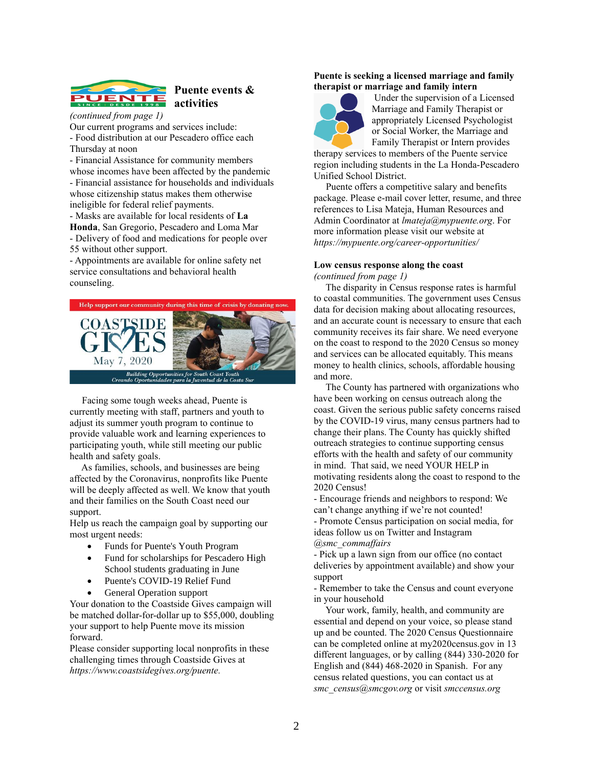## Puente events & activities

*(continued from page 1)*

Our current programs and services include:

- Food distribution at our Pescadero office each Thursday at noon
- Financial Assistance for community members whose incomes have been affected by the pandemic
- Financial assistance for households and individuals whose citizenship status makes them otherwise ineligible for federal relief payments.
- Masks are available for local residents of **La Honda**, San Gregorio, Pescadero and Loma Mar
- Delivery of food and medications for people over 55 without other support.
- Appointments are available for online safety net service consultations and behavioral health counseling.

Help support our community during this time of crisis by donating now.

COASTSIDE GIVES May 7, 2020

*Building Opportunities for South Coast Youth*
*Creando Oportunidades para la Juventud de la Costa Sur*

Facing some tough weeks ahead, Puente is currently meeting with staff, partners and youth to adjust its summer youth program to continue to provide valuable work and learning experiences to participating youth, while still meeting our public health and safety goals.

As families, schools, and businesses are being affected by the Coronavirus, nonprofits like Puente will be deeply affected as well. We know that youth and their families on the South Coast need our support.

Help us reach the campaign goal by supporting our most urgent needs:

- Funds for Puente's Youth Program
- Fund for scholarships for Pescadero High School students graduating in June
- Puente's COVID-19 Relief Fund
- General Operation support

Your donation to the Coastside Gives campaign will be matched dollar-for-dollar up to $55,000, doubling your support to help Puente move its mission forward.

Please consider supporting local nonprofits in these challenging times through Coastside Gives at *https://www.coastsidegives.org/puente.*

### Puente is seeking a licensed marriage and family therapist or marriage and family intern

Under the supervision of a Licensed Marriage and Family Therapist or appropriately Licensed Psychologist or Social Worker, the Marriage and Family Therapist or Intern provides therapy services to members of the Puente service region including students in the La Honda-Pescadero Unified School District.

Puente offers a competitive salary and benefits package. Please e-mail cover letter, resume, and three references to Lisa Mateja, Human Resources and Admin Coordinator at *lmateja@mypuente.org*. For more information please visit our website at *https://mypuente.org/career-opportunities/*

### Low census response along the coast

*(continued from page 1)*

The disparity in Census response rates is harmful to coastal communities. The government uses Census data for decision making about allocating resources, and an accurate count is necessary to ensure that each community receives its fair share. We need everyone on the coast to respond to the 2020 Census so money and services can be allocated equitably. This means money to health clinics, schools, affordable housing and more.

The County has partnered with organizations who have been working on census outreach along the coast. Given the serious public safety concerns raised by the COVID-19 virus, many census partners had to change their plans. The County has quickly shifted outreach strategies to continue supporting census efforts with the health and safety of our community in mind. That said, we need YOUR HELP in motivating residents along the coast to respond to the 2020 Census!

- Encourage friends and neighbors to respond: We can't change anything if we're not counted!
- Promote Census participation on social media, for ideas follow us on Twitter and Instagram *@smc_commaffairs*
- Pick up a lawn sign from our office (no contact deliveries by appointment available) and show your support
- Remember to take the Census and count everyone in your household

Your work, family, health, and community are essential and depend on your voice, so please stand up and be counted. The 2020 Census Questionnaire can be completed online at my2020census.gov in 13 different languages, or by calling (844) 330-2020 for English and (844) 468-2020 in Spanish. For any census related questions, you can contact us at *smc_census@smcgov.org* or visit *smccensus.org*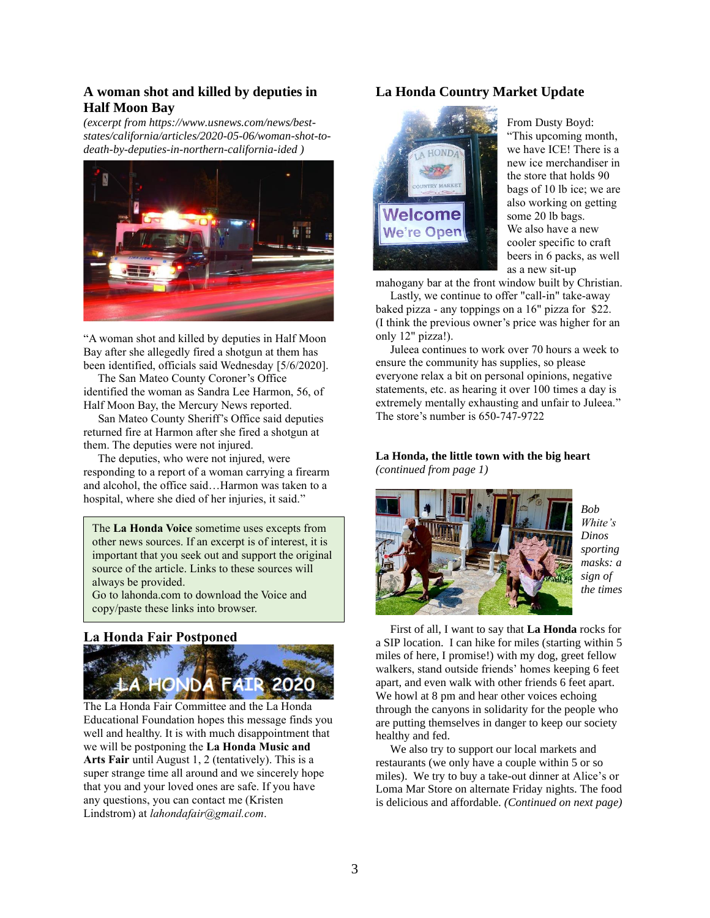## A woman shot and killed by deputies in Half Moon Bay

*(excerpt from https://www.usnews.com/news/best-states/california/articles/2020-05-06/woman-shot-to-death-by-deputies-in-northern-california-ided )*

"A woman shot and killed by deputies in Half Moon Bay after she allegedly fired a shotgun at them has been identified, officials said Wednesday [5/6/2020].

The San Mateo County Coroner's Office identified the woman as Sandra Lee Harmon, 56, of Half Moon Bay, the Mercury News reported.

San Mateo County Sheriff's Office said deputies returned fire at Harmon after she fired a shotgun at them. The deputies were not injured.

The deputies, who were not injured, were responding to a report of a woman carrying a firearm and alcohol, the office said…Harmon was taken to a hospital, where she died of her injuries, it said."

> The **La Honda Voice** sometime uses excepts from other news sources. If an excerpt is of interest, it is important that you seek out and support the original source of the article. Links to these sources will always be provided.
> Go to lahonda.com to download the Voice and copy/paste these links into browser.

## La Honda Fair Postponed

The La Honda Fair Committee and the La Honda Educational Foundation hopes this message finds you well and healthy. It is with much disappointment that we will be postponing the **La Honda Music and Arts Fair** until August 1, 2 (tentatively). This is a super strange time all around and we sincerely hope that you and your loved ones are safe. If you have any questions, you can contact me (Kristen Lindstrom) at *lahondafair@gmail.com*.

## La Honda Country Market Update

From Dusty Boyd: "This upcoming month, we have ICE! There is a new ice merchandiser in the store that holds 90 bags of 10 lb ice; we are also working on getting some 20 lb bags. We also have a new cooler specific to craft beers in 6 packs, as well as a new sit-up mahogany bar at the front window built by Christian.

Lastly, we continue to offer "call-in" take-away baked pizza - any toppings on a 16" pizza for $22. (I think the previous owner's price was higher for an only 12" pizza!).

Juleea continues to work over 70 hours a week to ensure the community has supplies, so please everyone relax a bit on personal opinions, negative statements, etc. as hearing it over 100 times a day is extremely mentally exhausting and unfair to Juleea." The store's number is 650-747-9722

**La Honda, the little town with the big heart**
*(continued from page 1)*

*Bob White's Dinos sporting masks: a sign of the times*

First of all, I want to say that **La Honda** rocks for a SIP location. I can hike for miles (starting within 5 miles of here, I promise!) with my dog, greet fellow walkers, stand outside friends' homes keeping 6 feet apart, and even walk with other friends 6 feet apart. We howl at 8 pm and hear other voices echoing through the canyons in solidarity for the people who are putting themselves in danger to keep our society healthy and fed.

We also try to support our local markets and restaurants (we only have a couple within 5 or so miles). We try to buy a take-out dinner at Alice's or Loma Mar Store on alternate Friday nights. The food is delicious and affordable. *(Continued on next page)*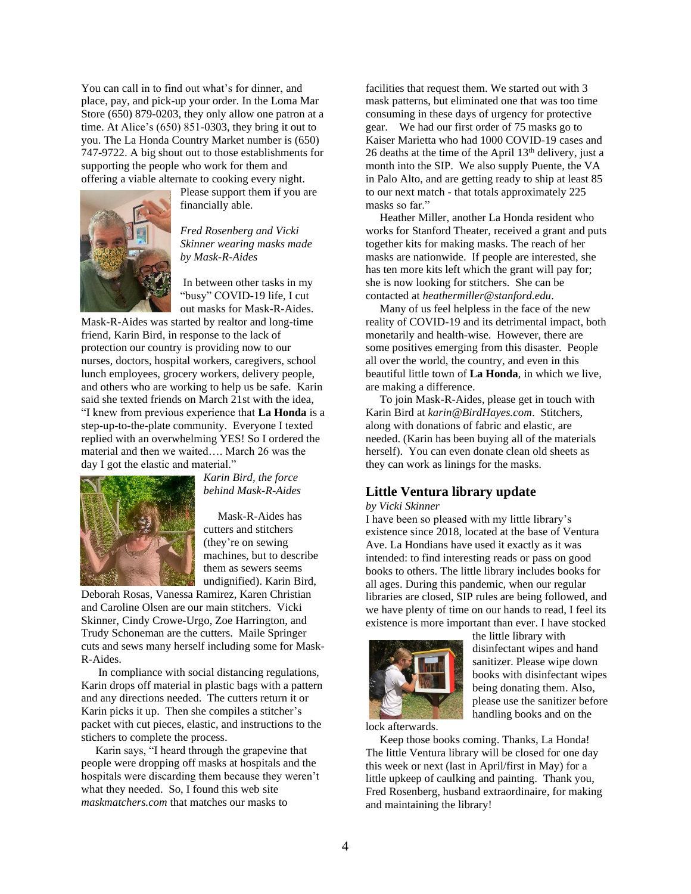You can call in to find out what's for dinner, and place, pay, and pick-up your order. In the Loma Mar Store (650) 879-0203, they only allow one patron at a time. At Alice's (650) 851-0303, they bring it out to you. The La Honda Country Market number is (650) 747-9722. A big shout out to those establishments for supporting the people who work for them and offering a viable alternate to cooking every night. Please support them if you are financially able.

*Fred Rosenberg and Vicki Skinner wearing masks made by Mask-R-Aides*

In between other tasks in my "busy" COVID-19 life, I cut out masks for Mask-R-Aides. Mask-R-Aides was started by realtor and long-time friend, Karin Bird, in response to the lack of protection our country is providing now to our nurses, doctors, hospital workers, caregivers, school lunch employees, grocery workers, delivery people, and others who are working to help us be safe. Karin said she texted friends on March 21st with the idea, "I knew from previous experience that **La Honda** is a step-up-to-the-plate community. Everyone I texted replied with an overwhelming YES! So I ordered the material and then we waited…. March 26 was the day I got the elastic and material."

*Karin Bird, the force behind Mask-R-Aides*

Mask-R-Aides has cutters and stitchers (they're on sewing machines, but to describe them as sewers seems undignified). Karin Bird, Deborah Rosas, Vanessa Ramirez, Karen Christian and Caroline Olsen are our main stitchers. Vicki Skinner, Cindy Crowe-Urgo, Zoe Harrington, and Trudy Schoneman are the cutters. Maile Springer cuts and sews many herself including some for Mask-R-Aides.

In compliance with social distancing regulations, Karin drops off material in plastic bags with a pattern and any directions needed. The cutters return it or Karin picks it up. Then she compiles a stitcher's packet with cut pieces, elastic, and instructions to the stichers to complete the process.

Karin says, "I heard through the grapevine that people were dropping off masks at hospitals and the hospitals were discarding them because they weren't what they needed. So, I found this web site *maskmatchers.com* that matches our masks to facilities that request them. We started out with 3 mask patterns, but eliminated one that was too time consuming in these days of urgency for protective gear. We had our first order of 75 masks go to Kaiser Marietta who had 1000 COVID-19 cases and 26 deaths at the time of the April 13th delivery, just a month into the SIP. We also supply Puente, the VA in Palo Alto, and are getting ready to ship at least 85 to our next match - that totals approximately 225 masks so far."

Heather Miller, another La Honda resident who works for Stanford Theater, received a grant and puts together kits for making masks. The reach of her masks are nationwide. If people are interested, she has ten more kits left which the grant will pay for; she is now looking for stitchers. She can be contacted at *heathermiller@stanford.edu*.

Many of us feel helpless in the face of the new reality of COVID-19 and its detrimental impact, both monetarily and health-wise. However, there are some positives emerging from this disaster. People all over the world, the country, and even in this beautiful little town of **La Honda**, in which we live, are making a difference.

To join Mask-R-Aides, please get in touch with Karin Bird at *karin@BirdHayes.com*. Stitchers, along with donations of fabric and elastic, are needed. (Karin has been buying all of the materials herself). You can even donate clean old sheets as they can work as linings for the masks.

## Little Ventura library update

*by Vicki Skinner*

I have been so pleased with my little library's existence since 2018, located at the base of Ventura Ave. La Hondians have used it exactly as it was intended: to find interesting reads or pass on good books to others. The little library includes books for all ages. During this pandemic, when our regular libraries are closed, SIP rules are being followed, and we have plenty of time on our hands to read, I feel its existence is more important than ever. I have stocked the little library with disinfectant wipes and hand sanitizer. Please wipe down books with disinfectant wipes being donating them. Also, please use the sanitizer before handling books and on the lock afterwards.

Keep those books coming. Thanks, La Honda! The little Ventura library will be closed for one day this week or next (last in April/first in May) for a little upkeep of caulking and painting. Thank you, Fred Rosenberg, husband extraordinaire, for making and maintaining the library!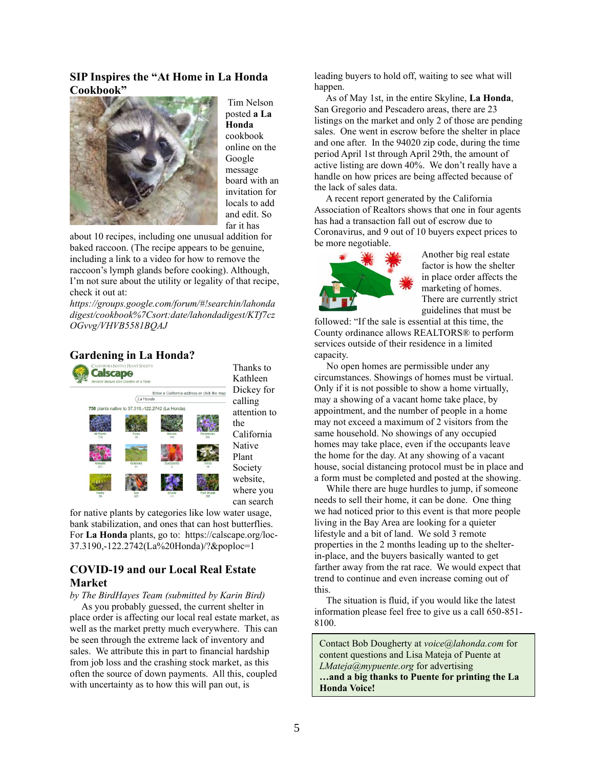## SIP Inspires the "At Home in La Honda Cookbook"

Tim Nelson posted **a La Honda** cookbook online on the Google message board with an invitation for locals to add and edit. So far it has about 10 recipes, including one unusual addition for baked raccoon. (The recipe appears to be genuine, including a link to a video for how to remove the raccoon's lymph glands before cooking). Although, I'm not sure about the utility or legality of that recipe, check it out at: *https://groups.google.com/forum/#!searchin/lahondadigest/cookbook%7Csort:date/lahondadigest/KTf7czOGvvg/VHVB5581BQAJ*

## Gardening in La Honda?

Thanks to Kathleen Dickey for calling attention to the California Native Plant Society website, where you can search for native plants by categories like low water usage, bank stabilization, and ones that can host butterflies. For **La Honda** plants, go to: https://calscape.org/loc-37.3190,-122.2742(La%20Honda)/?&poploc=1

## COVID-19 and our Local Real Estate Market

*by The BirdHayes Team (submitted by Karin Bird)*

As you probably guessed, the current shelter in place order is affecting our local real estate market, as well as the market pretty much everywhere. This can be seen through the extreme lack of inventory and sales. We attribute this in part to financial hardship from job loss and the crashing stock market, as this often the source of down payments. All this, coupled with uncertainty as to how this will pan out, is leading buyers to hold off, waiting to see what will happen.

As of May 1st, in the entire Skyline, **La Honda**, San Gregorio and Pescadero areas, there are 23 listings on the market and only 2 of those are pending sales. One went in escrow before the shelter in place and one after. In the 94020 zip code, during the time period April 1st through April 29th, the amount of active listing are down 40%. We don't really have a handle on how prices are being affected because of the lack of sales data.

A recent report generated by the California Association of Realtors shows that one in four agents has had a transaction fall out of escrow due to Coronavirus, and 9 out of 10 buyers expect prices to be more negotiable.

Another big real estate factor is how the shelter in place order affects the marketing of homes. There are currently strict guidelines that must be followed: "If the sale is essential at this time, the County ordinance allows REALTORS® to perform services outside of their residence in a limited capacity.

No open homes are permissible under any circumstances. Showings of homes must be virtual. Only if it is not possible to show a home virtually, may a showing of a vacant home take place, by appointment, and the number of people in a home may not exceed a maximum of 2 visitors from the same household. No showings of any occupied homes may take place, even if the occupants leave the home for the day. At any showing of a vacant house, social distancing protocol must be in place and a form must be completed and posted at the showing.

While there are huge hurdles to jump, if someone needs to sell their home, it can be done. One thing we had noticed prior to this event is that more people living in the Bay Area are looking for a quieter lifestyle and a bit of land. We sold 3 remote properties in the 2 months leading up to the shelter-in-place, and the buyers basically wanted to get farther away from the rat race. We would expect that trend to continue and even increase coming out of this.

The situation is fluid, if you would like the latest information please feel free to give us a call 650-851-8100.

---

Contact Bob Dougherty at *voice@lahonda.com* for content questions and Lisa Mateja of Puente at *LMateja@mypuente.org* for advertising
**…and a big thanks to Puente for printing the La Honda Voice!**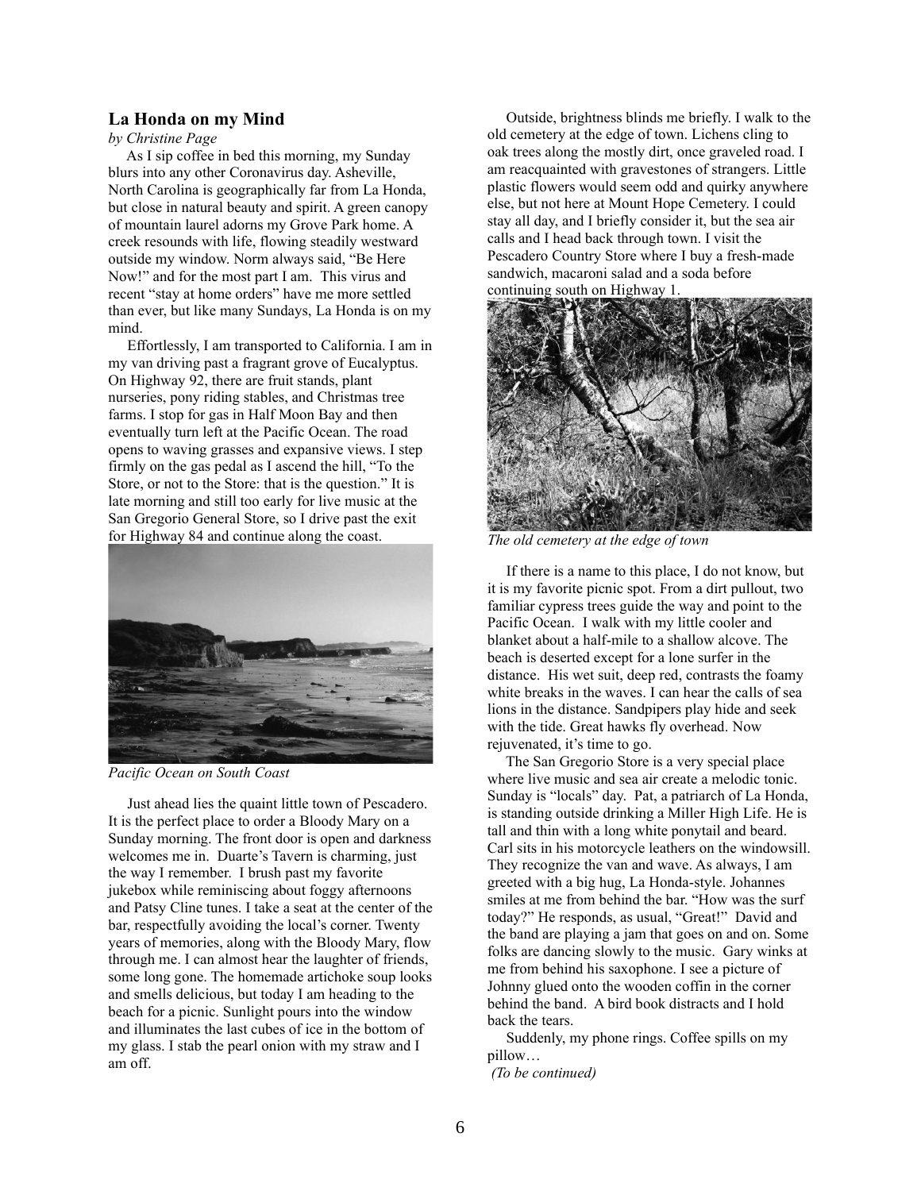## La Honda on my Mind

*by Christine Page*

As I sip coffee in bed this morning, my Sunday blurs into any other Coronavirus day. Asheville, North Carolina is geographically far from La Honda, but close in natural beauty and spirit. A green canopy of mountain laurel adorns my Grove Park home. A creek resounds with life, flowing steadily westward outside my window. Norm always said, "Be Here Now!" and for the most part I am. This virus and recent "stay at home orders" have me more settled than ever, but like many Sundays, La Honda is on my mind.

Effortlessly, I am transported to California. I am in my van driving past a fragrant grove of Eucalyptus. On Highway 92, there are fruit stands, plant nurseries, pony riding stables, and Christmas tree farms. I stop for gas in Half Moon Bay and then eventually turn left at the Pacific Ocean. The road opens to waving grasses and expansive views. I step firmly on the gas pedal as I ascend the hill, "To the Store, or not to the Store: that is the question." It is late morning and still too early for live music at the San Gregorio General Store, so I drive past the exit for Highway 84 and continue along the coast.

*Pacific Ocean on South Coast*

Just ahead lies the quaint little town of Pescadero. It is the perfect place to order a Bloody Mary on a Sunday morning. The front door is open and darkness welcomes me in. Duarte's Tavern is charming, just the way I remember. I brush past my favorite jukebox while reminiscing about foggy afternoons and Patsy Cline tunes. I take a seat at the center of the bar, respectfully avoiding the local's corner. Twenty years of memories, along with the Bloody Mary, flow through me. I can almost hear the laughter of friends, some long gone. The homemade artichoke soup looks and smells delicious, but today I am heading to the beach for a picnic. Sunlight pours into the window and illuminates the last cubes of ice in the bottom of my glass. I stab the pearl onion with my straw and I am off.

Outside, brightness blinds me briefly. I walk to the old cemetery at the edge of town. Lichens cling to oak trees along the mostly dirt, once graveled road. I am reacquainted with gravestones of strangers. Little plastic flowers would seem odd and quirky anywhere else, but not here at Mount Hope Cemetery. I could stay all day, and I briefly consider it, but the sea air calls and I head back through town. I visit the Pescadero Country Store where I buy a fresh-made sandwich, macaroni salad and a soda before continuing south on Highway 1.

*The old cemetery at the edge of town*

If there is a name to this place, I do not know, but it is my favorite picnic spot. From a dirt pullout, two familiar cypress trees guide the way and point to the Pacific Ocean. I walk with my little cooler and blanket about a half-mile to a shallow alcove. The beach is deserted except for a lone surfer in the distance. His wet suit, deep red, contrasts the foamy white breaks in the waves. I can hear the calls of sea lions in the distance. Sandpipers play hide and seek with the tide. Great hawks fly overhead. Now rejuvenated, it's time to go.

The San Gregorio Store is a very special place where live music and sea air create a melodic tonic. Sunday is "locals" day. Pat, a patriarch of La Honda, is standing outside drinking a Miller High Life. He is tall and thin with a long white ponytail and beard. Carl sits in his motorcycle leathers on the windowsill. They recognize the van and wave. As always, I am greeted with a big hug, La Honda-style. Johannes smiles at me from behind the bar. "How was the surf today?" He responds, as usual, "Great!" David and the band are playing a jam that goes on and on. Some folks are dancing slowly to the music. Gary winks at me from behind his saxophone. I see a picture of Johnny glued onto the wooden coffin in the corner behind the band. A bird book distracts and I hold back the tears.

Suddenly, my phone rings. Coffee spills on my pillow…

*(To be continued)*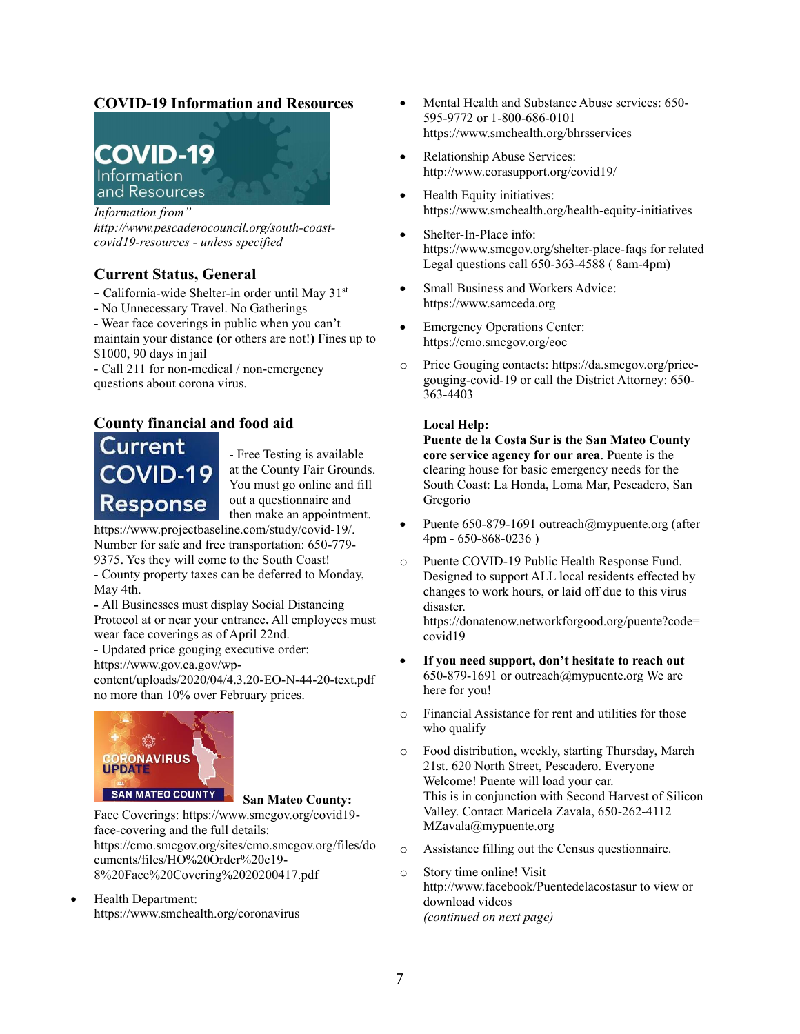## COVID-19 Information and Resources

*Information from" http://www.pescaderocouncil.org/south-coast-covid19-resources - unless specified*

### Current Status, General

- California-wide Shelter-in order until May 31st
- No Unnecessary Travel. No Gatherings
- Wear face coverings in public when you can't maintain your distance (or others are not!) Fines up to $1000, 90 days in jail
- Call 211 for non-medical / non-emergency questions about corona virus.

### County financial and food aid

- Free Testing is available at the County Fair Grounds. You must go online and fill out a questionnaire and then make an appointment. https://www.projectbaseline.com/study/covid-19/. Number for safe and free transportation: 650-779-9375. Yes they will come to the South Coast!
- County property taxes can be deferred to Monday, May 4th.
- All Businesses must display Social Distancing Protocol at or near your entrance. All employees must wear face coverings as of April 22nd.
- Updated price gouging executive order: https://www.gov.ca.gov/wp-content/uploads/2020/04/4.3.20-EO-N-44-20-text.pdf no more than 10% over February prices.

**San Mateo County:**

Face Coverings: https://www.smcgov.org/covid19-face-covering and the full details: https://cmo.smcgov.org/sites/cmo.smcgov.org/files/documents/files/HO%20Order%20c19-8%20Face%20Covering%2020200417.pdf

- Health Department: https://www.smchealth.org/coronavirus
- Mental Health and Substance Abuse services: 650-595-9772 or 1-800-686-0101 https://www.smchealth.org/bhrsservices
- Relationship Abuse Services: http://www.corasupport.org/covid19/
- Health Equity initiatives: https://www.smchealth.org/health-equity-initiatives
- Shelter-In-Place info: https://www.smcgov.org/shelter-place-faqs for related Legal questions call 650-363-4588 ( 8am-4pm)
- Small Business and Workers Advice: https://www.samceda.org
- Emergency Operations Center: https://cmo.smcgov.org/eoc
  - Price Gouging contacts: https://da.smcgov.org/price-gouging-covid-19 or call the District Attorney: 650-363-4403

**Local Help:**

**Puente de la Costa Sur is the San Mateo County core service agency for our area**. Puente is the clearing house for basic emergency needs for the South Coast: La Honda, Loma Mar, Pescadero, San Gregorio

- Puente 650-879-1691 outreach@mypuente.org (after 4pm - 650-868-0236 )
  - Puente COVID-19 Public Health Response Fund. Designed to support ALL local residents effected by changes to work hours, or laid off due to this virus disaster. https://donatenow.networkforgood.org/puente?code=covid19
- **If you need support, don't hesitate to reach out** 650-879-1691 or outreach@mypuente.org We are here for you!
  - Financial Assistance for rent and utilities for those who qualify
  - Food distribution, weekly, starting Thursday, March 21st. 620 North Street, Pescadero. Everyone Welcome! Puente will load your car. This is in conjunction with Second Harvest of Silicon Valley. Contact Maricela Zavala, 650-262-4112 MZavala@mypuente.org
  - Assistance filling out the Census questionnaire.
  - Story time online! Visit http://www.facebook/Puentedelacostasur to view or download videos

*(continued on next page)*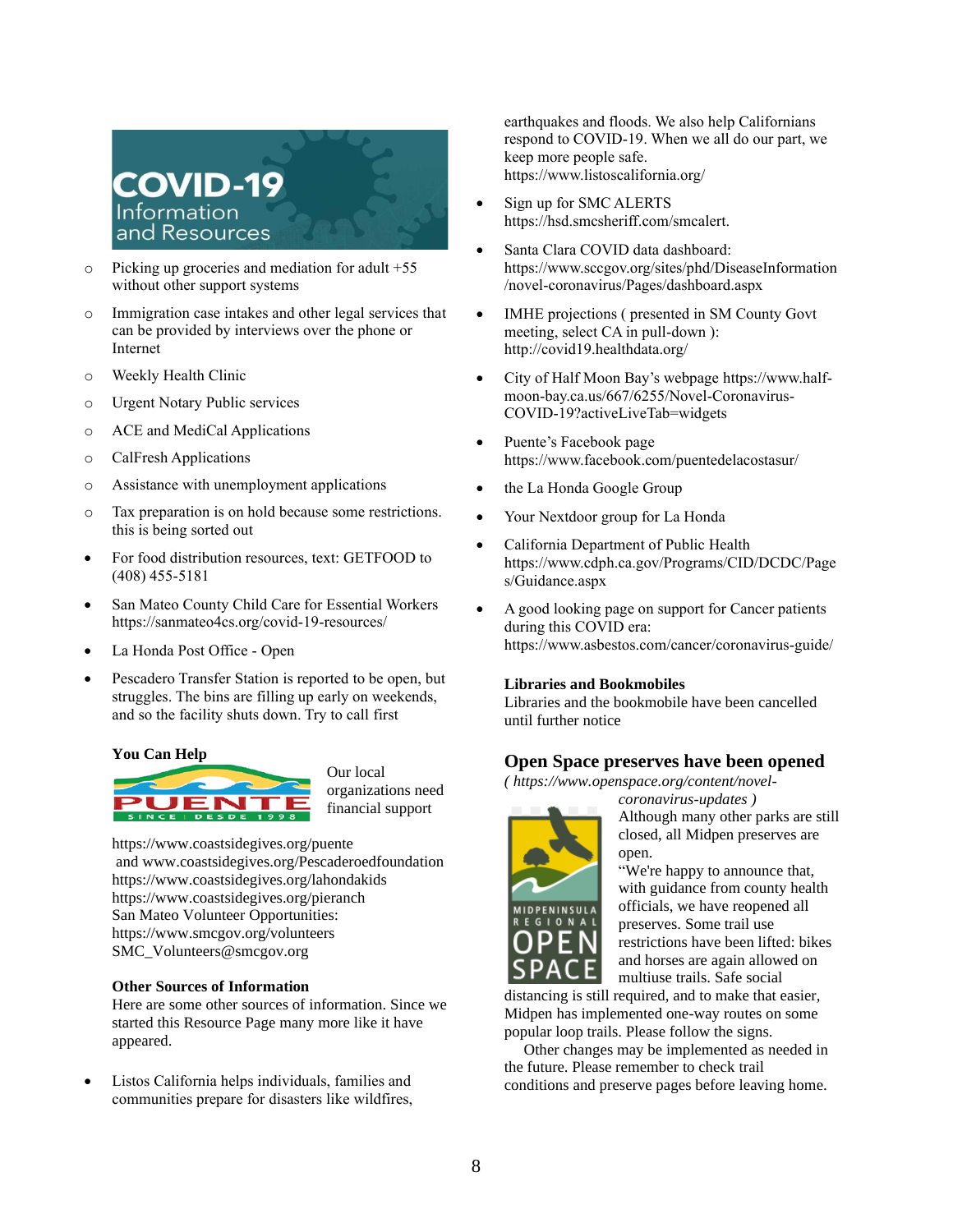COVID-19 Information and Resources

- Picking up groceries and mediation for adult +55 without other support systems
- Immigration case intakes and other legal services that can be provided by interviews over the phone or Internet
- Weekly Health Clinic
- Urgent Notary Public services
- ACE and MediCal Applications
- CalFresh Applications
- Assistance with unemployment applications
- Tax preparation is on hold because some restrictions. this is being sorted out

- For food distribution resources, text: GETFOOD to (408) 455-5181
- San Mateo County Child Care for Essential Workers https://sanmateo4cs.org/covid-19-resources/
- La Honda Post Office - Open
- Pescadero Transfer Station is reported to be open, but struggles. The bins are filling up early on weekends, and so the facility shuts down. Try to call first

**You Can Help**

Our local organizations need financial support

https://www.coastsidegives.org/puente
and www.coastsidegives.org/Pescaderoedfoundation
https://www.coastsidegives.org/lahondakids
https://www.coastsidegives.org/pieranch
San Mateo Volunteer Opportunities:
https://www.smcgov.org/volunteers
SMC_Volunteers@smcgov.org

**Other Sources of Information**

Here are some other sources of information. Since we started this Resource Page many more like it have appeared.

- Listos California helps individuals, families and communities prepare for disasters like wildfires, earthquakes and floods. We also help Californians respond to COVID-19. When we all do our part, we keep more people safe. https://www.listoscalifornia.org/
- Sign up for SMC ALERTS https://hsd.smcsheriff.com/smcalert.
- Santa Clara COVID data dashboard: https://www.sccgov.org/sites/phd/DiseaseInformation/novel-coronavirus/Pages/dashboard.aspx
- IMHE projections ( presented in SM County Govt meeting, select CA in pull-down ): http://covid19.healthdata.org/
- City of Half Moon Bay's webpage https://www.half-moon-bay.ca.us/667/6255/Novel-Coronavirus-COVID-19?activeLiveTab=widgets
- Puente's Facebook page https://www.facebook.com/puentedelacostasur/
- the La Honda Google Group
- Your Nextdoor group for La Honda
- California Department of Public Health https://www.cdph.ca.gov/Programs/CID/DCDC/Pages/Guidance.aspx
- A good looking page on support for Cancer patients during this COVID era: https://www.asbestos.com/cancer/coronavirus-guide/

**Libraries and Bookmobiles**

Libraries and the bookmobile have been cancelled until further notice

## Open Space preserves have been opened

*( https://www.openspace.org/content/novel-coronavirus-updates )*

Although many other parks are still closed, all Midpen preserves are open.

"We're happy to announce that, with guidance from county health officials, we have reopened all preserves. Some trail use restrictions have been lifted: bikes and horses are again allowed on multiuse trails. Safe social distancing is still required, and to make that easier, Midpen has implemented one-way routes on some popular loop trails. Please follow the signs.

Other changes may be implemented as needed in the future. Please remember to check trail conditions and preserve pages before leaving home.